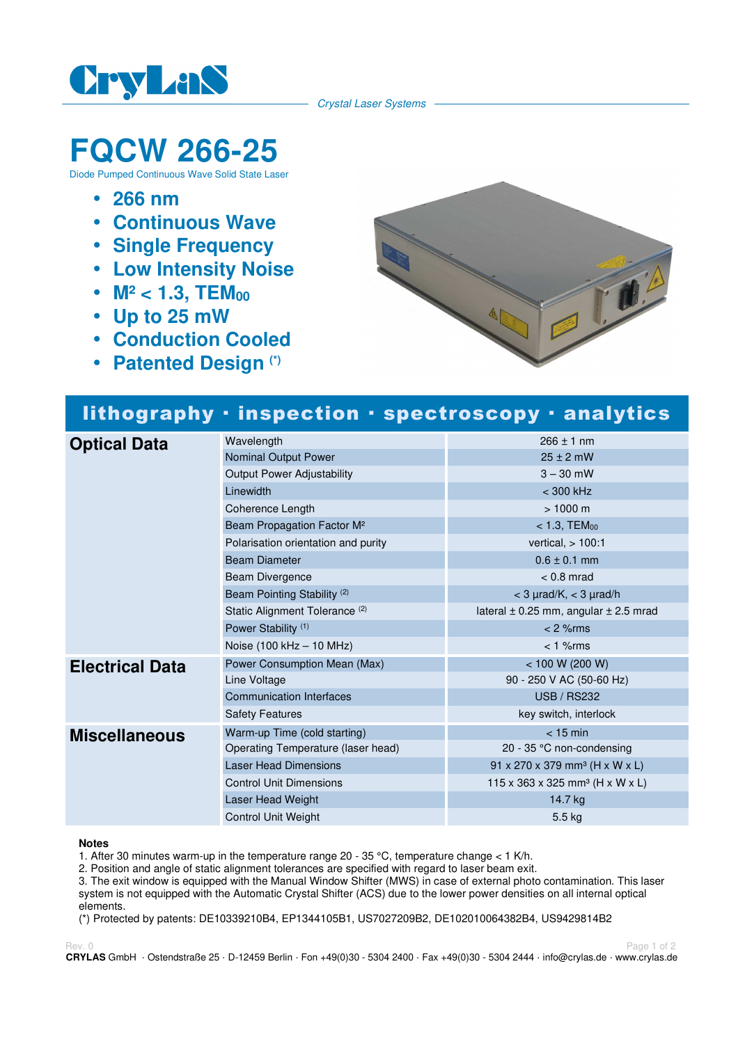CryLaS

*Crystal Laser Systems*

# FQCW 266-25

Diode Pumped Continuous Wave Solid State Laser

- **266 nm**
- **Continuous Wave**
- **Single Frequency**
- **Low Intensity Noise**
- **$M^2$ < 1.3, $TEM_{00}$**
- **Up to 25 mW**
- **Conduction Cooled**
- **Patented Design (*)**

## lithography · inspection · spectroscopy · analytics

| | | |
|---|---|---|
| **Optical Data** | Wavelength | 266 ± 1 nm |
| | Nominal Output Power | 25 ± 2 mW |
| | Output Power Adjustability | 3 – 30 mW |
| | Linewidth | < 300 kHz |
| | Coherence Length | > 1000 m |
| | Beam Propagation Factor $M^2$ | < 1.3, $TEM_{00}$ |
| | Polarisation orientation and purity | vertical, > 100:1 |
| | Beam Diameter | 0.6 ± 0.1 mm |
| | Beam Divergence | < 0.8 mrad |
| | Beam Pointing Stability [2] | < 3 µrad/K, < 3 µrad/h |
| | Static Alignment Tolerance [2] | lateral ± 0.25 mm, angular ± 2.5 mrad |
| | Power Stability [1] | < 2 %rms |
| | Noise (100 kHz – 10 MHz) | < 1 %rms |
| **Electrical Data** | Power Consumption Mean (Max) | < 100 W (200 W) |
| | Line Voltage | 90 - 250 V AC (50-60 Hz) |
| | Communication Interfaces | USB / RS232 |
| | Safety Features | key switch, interlock |
| **Miscellaneous** | Warm-up Time (cold starting) | < 15 min |
| | Operating Temperature (laser head) | 20 - 35 °C non-condensing |
| | Laser Head Dimensions | 91 x 270 x 379 mm³ (H x W x L) |
| | Control Unit Dimensions | 115 x 363 x 325 mm³ (H x W x L) |
| | Laser Head Weight | 14.7 kg |
| | Control Unit Weight | 5.5 kg |

**Notes**

1. After 30 minutes warm-up in the temperature range 20 - 35 °C, temperature change < 1 K/h.
2. Position and angle of static alignment tolerances are specified with regard to laser beam exit.
3. The exit window is equipped with the Manual Window Shifter (MWS) in case of external photo contamination. This laser system is not equipped with the Automatic Crystal Shifter (ACS) due to the lower power densities on all internal optical elements.

(*) Protected by patents: DE10339210B4, EP1344105B1, US7027209B2, DE102010064382B4, US9429814B2

Rev. 0

**CRYLAS** GmbH · Ostendstraße 25 · D-12459 Berlin · Fon +49(0)30 - 5304 2400 · Fax +49(0)30 - 5304 2444 · info@crylas.de · www.crylas.de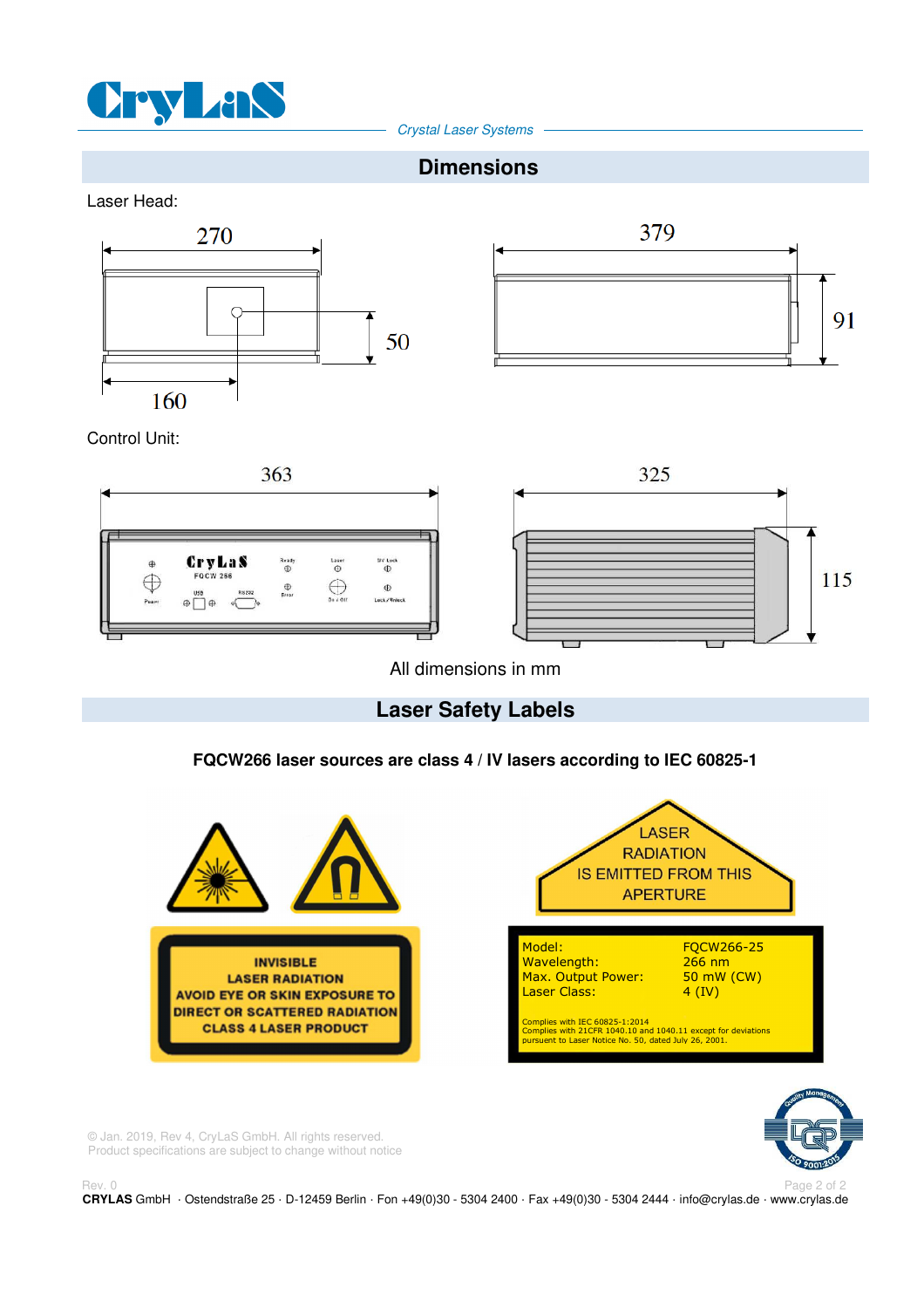## Dimensions

Laser Head:

270

160

50

379

91

Control Unit:

363

325

115

All dimensions in mm

## Laser Safety Labels

**FQCW266 laser sources are class 4 / IV lasers according to IEC 60825-1**

INVISIBLE
LASER RADIATION
AVOID EYE OR SKIN EXPOSURE TO
DIRECT OR SCATTERED RADIATION
CLASS 4 LASER PRODUCT

LASER
RADIATION
IS EMITTED FROM THIS
APERTURE

| | |
|---|---|
| Model: | FQCW266-25 |
| Wavelength: | 266 nm |
| Max. Output Power: | 50 mW (CW) |
| Laser Class: | 4 (IV) |

Complies with IEC 60825-1:2014
Complies with 21CFR 1040.10 and 1040.11 except for deviations pursuant to Laser Notice No. 50, dated July 26, 2001.

© Jan. 2019, Rev 4, CryLaS GmbH. All rights reserved.
Product specifications are subject to change without notice